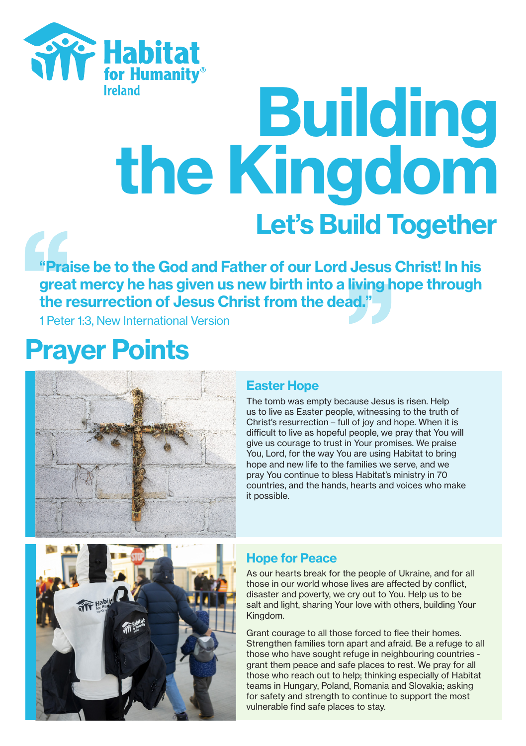Habitat for Humanity® Ireland

# Building the Kingdom

## Let's Build Together

> **"Praise be to the God and Father of our Lord Jesus Christ! In his great mercy he has given us new birth into a living hope through the resurrection of Jesus Christ from the dead."**

1 Peter 1:3, New International Version

## Prayer Points

### Easter Hope

The tomb was empty because Jesus is risen. Help us to live as Easter people, witnessing to the truth of Christ's resurrection – full of joy and hope. When it is difficult to live as hopeful people, we pray that You will give us courage to trust in Your promises. We praise You, Lord, for the way You are using Habitat to bring hope and new life to the families we serve, and we pray You continue to bless Habitat's ministry in 70 countries, and the hands, hearts and voices who make it possible.

### Hope for Peace

As our hearts break for the people of Ukraine, and for all those in our world whose lives are affected by conflict, disaster and poverty, we cry out to You. Help us to be salt and light, sharing Your love with others, building Your Kingdom.

Grant courage to all those forced to flee their homes. Strengthen families torn apart and afraid. Be a refuge to all those who have sought refuge in neighbouring countries - grant them peace and safe places to rest. We pray for all those who reach out to help; thinking especially of Habitat teams in Hungary, Poland, Romania and Slovakia; asking for safety and strength to continue to support the most vulnerable find safe places to stay.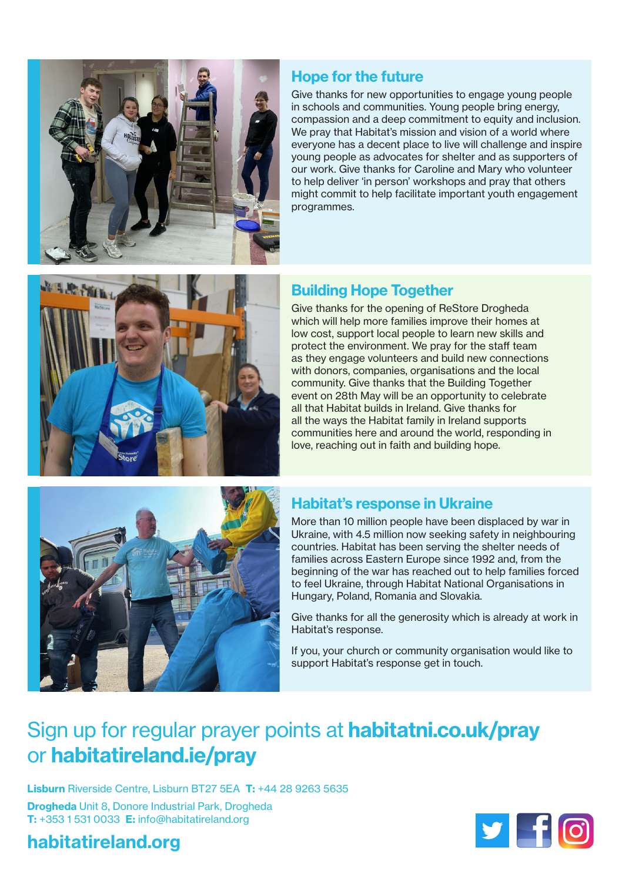## Hope for the future

Give thanks for new opportunities to engage young people in schools and communities. Young people bring energy, compassion and a deep commitment to equity and inclusion. We pray that Habitat's mission and vision of a world where everyone has a decent place to live will challenge and inspire young people as advocates for shelter and as supporters of our work. Give thanks for Caroline and Mary who volunteer to help deliver 'in person' workshops and pray that others might commit to help facilitate important youth engagement programmes.

## Building Hope Together

Give thanks for the opening of ReStore Drogheda which will help more families improve their homes at low cost, support local people to learn new skills and protect the environment. We pray for the staff team as they engage volunteers and build new connections with donors, companies, organisations and the local community. Give thanks that the Building Together event on 28th May will be an opportunity to celebrate all that Habitat builds in Ireland. Give thanks for all the ways the Habitat family in Ireland supports communities here and around the world, responding in love, reaching out in faith and building hope.

## Habitat's response in Ukraine

More than 10 million people have been displaced by war in Ukraine, with 4.5 million now seeking safety in neighbouring countries. Habitat has been serving the shelter needs of families across Eastern Europe since 1992 and, from the beginning of the war has reached out to help families forced to feel Ukraine, through Habitat National Organisations in Hungary, Poland, Romania and Slovakia.

Give thanks for all the generosity which is already at work in Habitat's response.

If you, your church or community organisation would like to support Habitat's response get in touch.

Sign up for regular prayer points at **habitatni.co.uk/pray** or **habitatireland.ie/pray**

**Lisburn** Riverside Centre, Lisburn BT27 5EA **T:** +44 28 9263 5635

**Drogheda** Unit 8, Donore Industrial Park, Drogheda
**T:** +353 1 531 0033 **E:** info@habitatireland.org

**habitatireland.org**